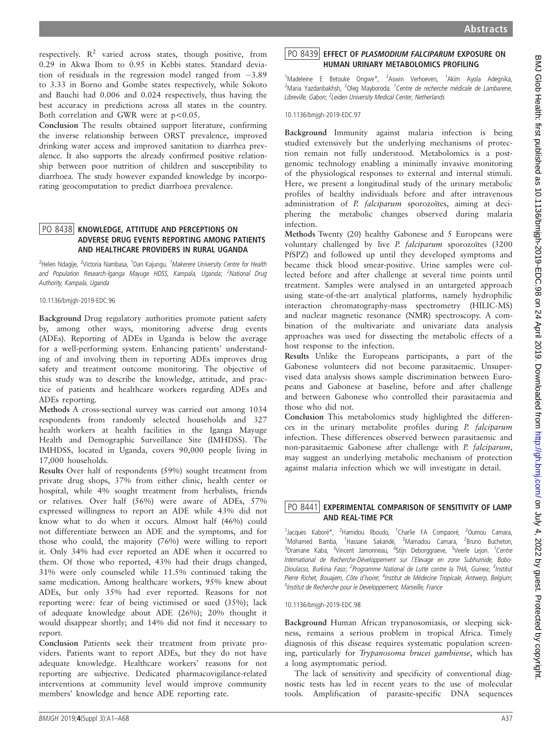respectively. $R^2$ varied across states, though positive, from 0.29 in Akwa Ibom to 0.95 in Kebbi states. Standard deviation of residuals in the regression model ranged from −3.89 to 3.33 in Borno and Gombe states respectively, while Sokoto and Bauchi had 0.006 and 0.024 respectively, thus having the best accuracy in predictions across all states in the country. Both correlation and GWR were at $p<0.05$.

**Conclusion** The results obtained support literature, confirming the inverse relationship between ORST prevalence, improved drinking water access and improved sanitation to diarrhea prevalence. It also supports the already confirmed positive relationship between poor nutrition of children and susceptibility to diarrhoea. The study however expanded knowledge by incorporating geocomputation to predict diarrhoea prevalence.

## PO 8438 KNOWLEDGE, ATTITUDE AND PERCEPTIONS ON ADVERSE DRUG EVENTS REPORTING AMONG PATIENTS AND HEALTHCARE PROVIDERS IN RURAL UGANDA

[2]Helen Ndagije, [2]Victoria Nambasa, [1]Dan Kajungu. [1]*Makerere University Centre for Health and Population Research-Iganga Mayuge HDSS, Kampala, Uganda*; [2]*National Drug Authority, Kampala, Uganda*

10.1136/bmjgh-2019-EDC.96

**Background** Drug regulatory authorities promote patient safety by, among other ways, monitoring adverse drug events (ADEs). Reporting of ADEs in Uganda is below the average for a well-performing system. Enhancing patients' understanding of and involving them in reporting ADEs improves drug safety and treatment outcome monitoring. The objective of this study was to describe the knowledge, attitude, and practice of patients and healthcare workers regarding ADEs and ADEs reporting.

**Methods** A cross-sectional survey was carried out among 1034 respondents from randomly selected households and 327 health workers at health facilities in the Iganga Mayuge Health and Demographic Surveillance Site (IMHDSS). The IMHDSS, located in Uganda, covers 90,000 people living in 17,000 households.

**Results** Over half of respondents (59%) sought treatment from private drug shops, 37% from either clinic, health center or hospital, while 4% sought treatment from herbalists, friends or relatives. Over half (56%) were aware of ADEs, 57% expressed willingness to report an ADE while 43% did not know what to do when it occurs. Almost half (46%) could not differentiate between an ADE and the symptoms, and for those who could, the majority (76%) were willing to report it. Only 34% had ever reported an ADE when it occurred to them. Of those who reported, 43% had their drugs changed, 31% were only counseled while 11.5% continued taking the same medication. Among healthcare workers, 95% knew about ADEs, but only 35% had ever reported. Reasons for not reporting were: fear of being victimised or sued (35%); lack of adequate knowledge about ADE (26%); 20% thought it would disappear shortly; and 14% did not find it necessary to report.

**Conclusion** Patients seek their treatment from private providers. Patients want to report ADEs, but they do not have adequate knowledge. Healthcare workers' reasons for not reporting are subjective. Dedicated pharmacovigilance-related interventions at community level would improve community members' knowledge and hence ADE reporting rate.

## PO 8439 EFFECT OF *PLASMODIUM FALCIPARUM* EXPOSURE ON HUMAN URINARY METABOLOMICS PROFILING

[1]Madeleine E Betouke Ongwe*, [2]Aswin Verhoeven, [1]Akim Ayola Adegnika, [2]Maria Yazdanbakhsh, [2]Oleg Mayboroda. [1]*Centre de recherche médicale de Lambarene, Libreville, Gabon*; [2]*Leiden University Medical Center, Netherlands*

10.1136/bmjgh-2019-EDC.97

**Background** Immunity against malaria infection is being studied extensively but the underlying mechanisms of protection remain not fully understood. Metabolomics is a post-genomic technology enabling a minimally invasive monitoring of the physiological responses to external and internal stimuli. Here, we present a longitudinal study of the urinary metabolic profiles of healthy individuals before and after intravenous administration of *P. falciparum* sporozoïtes, aiming at deciphering the metabolic changes observed during malaria infection.

**Methods** Twenty (20) healthy Gabonese and 5 Europeans were voluntary challenged by live *P. falciparum* sporozoïtes (3200 PfSPZ) and followed up until they developed symptoms and became thick blood smear-positive. Urine samples were collected before and after challenge at several time points until treatment. Samples were analysed in an untargeted approach using state-of-the-art analytical platforms, namely hydrophilic interaction chromatography-mass spectrometry (HILIC-MS) and nuclear magnetic resonance (NMR) spectroscopy. A combination of the multivariate and univariate data analysis approaches was used for dissecting the metabolic effects of a host response to the infection.

**Results** Unlike the Europeans participants, a part of the Gabonese volunteers did not become parasitaemic. Unsupervised data analysis shows sample discrimination between Europeans and Gabonese at baseline, before and after challenge and between Gabonese who controlled their parasitaemia and those who did not.

**Conclusion** This metabolomics study highlighted the differences in the urinary metabolite profiles during *P. falciparum* infection. These differences observed between parasitaemic and non-parasitaemic Gabonese after challenge with *P. falciparum*, may suggest an underlying metabolic mechanism of protection against malaria infection which we will investigate in detail.

## PO 8441 EXPERIMENTAL COMPARISON OF SENSITIVITY OF LAMP AND REAL-TIME PCR

[1]Jacques Kaboré*, [2]Hamidou Ilboudo, [1]Charlie FA Compaoré, [2]Oumou Camara, [1]Mohamed Bamba, [1]Hassane Sakandé, [2]Mamadou Camara, [2]Bruno Bucheton, [3]Vincent Jamonneau, [4]Stijn Deborggraeve, [5]Veerle Lejon. [1]*Centre International de Recherche-Développement sur l'Elevage en zone Subhumide, Bobo-Dioulasso, Burkina Faso*; [2]*Programme National de Lutte contre la THA, Guinea*; [3]*Institut Pierre Richet, Bouajem, Côte d'Ivoire*; [4]*Institut de Médecine Tropicale, Antwerp, Belgium*; [5]*Institut de Recherche pour le Developpement, Marseille, France*

10.1136/bmjgh-2019-EDC.98

**Background** Human African trypanosomiasis, or sleeping sickness, remains a serious problem in tropical Africa. Timely diagnosis of this disease requires systematic population screening, particularly for *Trypanosoma brucei gambiense*, which has a long asymptomatic period.

The lack of sensitivity and specificity of conventional diagnostic tests has led in recent years to the use of molecular tools. Amplification of parasite-specific DNA sequences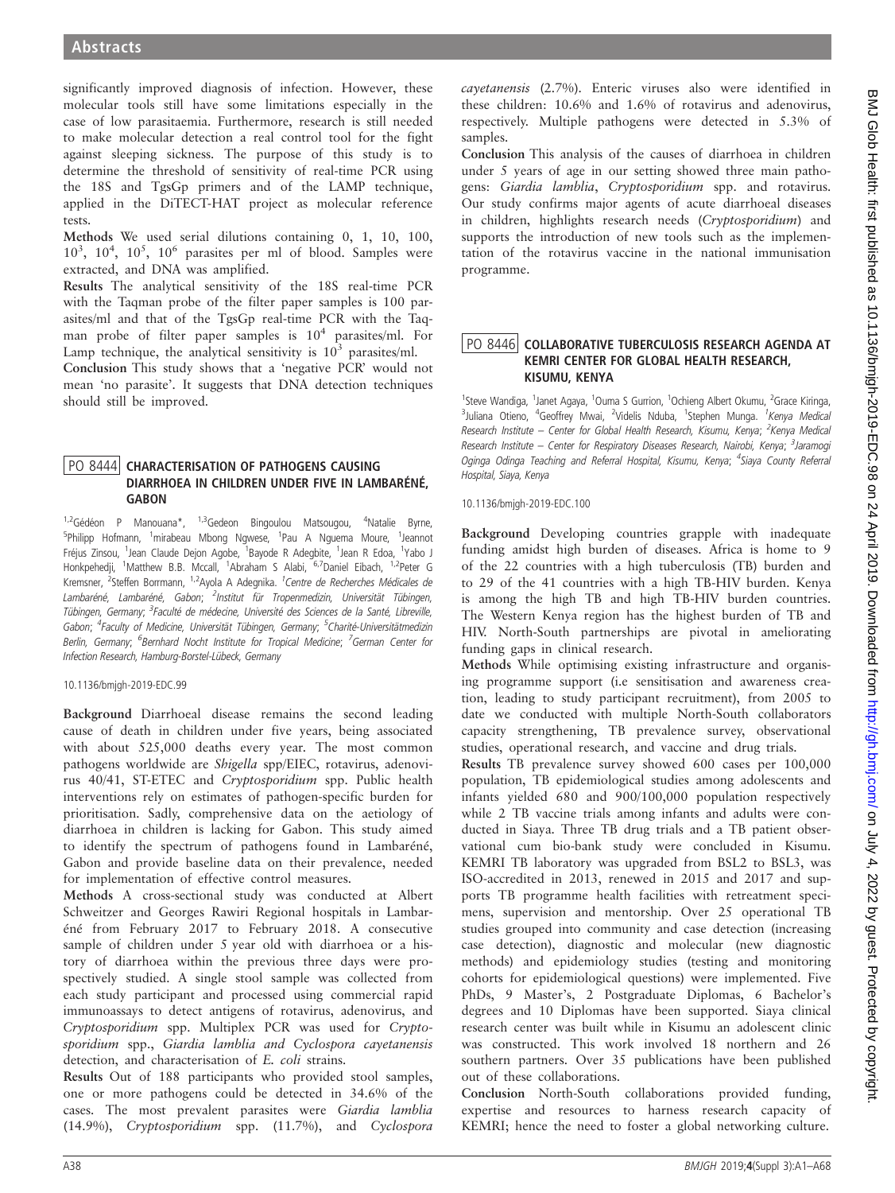significantly improved diagnosis of infection. However, these molecular tools still have some limitations especially in the case of low parasitaemia. Furthermore, research is still needed to make molecular detection a real control tool for the fight against sleeping sickness. The purpose of this study is to determine the threshold of sensitivity of real-time PCR using the 18S and TgsGp primers and of the LAMP technique, applied in the DiTECT-HAT project as molecular reference tests.

**Methods** We used serial dilutions containing 0, 1, 10, 100, $10^3$, $10^4$, $10^5$, $10^6$ parasites per ml of blood. Samples were extracted, and DNA was amplified.

**Results** The analytical sensitivity of the 18S real-time PCR with the Taqman probe of the filter paper samples is 100 parasites/ml and that of the TgsGp real-time PCR with the Taqman probe of filter paper samples is $10^4$ parasites/ml. For Lamp technique, the analytical sensitivity is $10^3$ parasites/ml.

**Conclusion** This study shows that a 'negative PCR' would not mean 'no parasite'. It suggests that DNA detection techniques should still be improved.

## PO 8444 CHARACTERISATION OF PATHOGENS CAUSING DIARRHOEA IN CHILDREN UNDER FIVE IN LAMBARÉNÉ, GABON

[1,2]Gédéon P Manouana*, [1,3]Gedeon Bingoulou Matsougou, [4]Natalie Byrne, [5]Philipp Hofmann, [1]mirabeau Mbong Ngwese, [1]Pau A Nguema Moure, [1]Jeannot Fréjus Zinsou, [1]Jean Claude Dejon Agobe, [1]Bayode R Adegbite, [1]Jean R Edoa, [1]Yabo J Honkpehedji, [1]Matthew B.B. Mccall, [1]Abraham S Alabi, [6,7]Daniel Eibach, [1,2]Peter G Kremsner, [2]Steffen Borrmann, [1,2]Ayola A Adegnika. *[1]Centre de Recherches Médicales de Lambaréné, Lambaréné, Gabon; [2]Institut für Tropenmedizin, Universität Tübingen, Tübingen, Germany; [3]Faculté de médecine, Université des Sciences de la Santé, Libreville, Gabon; [4]Faculty of Medicine, Universität Tübingen, Germany; [5]Charité-Universitätmedizin Berlin, Germany; [6]Bernhard Nocht Institute for Tropical Medicine; [7]German Center for Infection Research, Hamburg-Borstel-Lübeck, Germany*

10.1136/bmjgh-2019-EDC.99

**Background** Diarrhoeal disease remains the second leading cause of death in children under five years, being associated with about 525,000 deaths every year. The most common pathogens worldwide are *Shigella* spp/EIEC, rotavirus, adenovirus 40/41, ST-ETEC and *Cryptosporidium* spp. Public health interventions rely on estimates of pathogen-specific burden for prioritisation. Sadly, comprehensive data on the aetiology of diarrhoea in children is lacking for Gabon. This study aimed to identify the spectrum of pathogens found in Lambaréné, Gabon and provide baseline data on their prevalence, needed for implementation of effective control measures.

**Methods** A cross-sectional study was conducted at Albert Schweitzer and Georges Rawiri Regional hospitals in Lambaréné from February 2017 to February 2018. A consecutive sample of children under 5 year old with diarrhoea or a history of diarrhoea within the previous three days were prospectively studied. A single stool sample was collected from each study participant and processed using commercial rapid immunoassays to detect antigens of rotavirus, adenovirus, and *Cryptosporidium* spp. Multiplex PCR was used for *Cryptosporidium* spp., *Giardia lamblia and Cyclospora cayetanensis* detection, and characterisation of *E. coli* strains.

**Results** Out of 188 participants who provided stool samples, one or more pathogens could be detected in 34.6% of the cases. The most prevalent parasites were *Giardia lamblia* (14.9%), *Cryptosporidium* spp. (11.7%), and *Cyclospora cayetanensis* (2.7%). Enteric viruses also were identified in these children: 10.6% and 1.6% of rotavirus and adenovirus, respectively. Multiple pathogens were detected in 5.3% of samples.

**Conclusion** This analysis of the causes of diarrhoea in children under 5 years of age in our setting showed three main pathogens: *Giardia lamblia*, *Cryptosporidium* spp. and rotavirus. Our study confirms major agents of acute diarrhoeal diseases in children, highlights research needs (*Cryptosporidium*) and supports the introduction of new tools such as the implementation of the rotavirus vaccine in the national immunisation programme.

## PO 8446 COLLABORATIVE TUBERCULOSIS RESEARCH AGENDA AT KEMRI CENTER FOR GLOBAL HEALTH RESEARCH, KISUMU, KENYA

[1]Steve Wandiga, [1]Janet Agaya, [1]Ouma S Gurrion, [1]Ochieng Albert Okumu, [2]Grace Kiringa, [3]Juliana Otieno, [4]Geoffrey Mwai, [2]Videlis Nduba, [1]Stephen Munga. *[1]Kenya Medical Research Institute – Center for Global Health Research, Kisumu, Kenya; [2]Kenya Medical Research Institute – Center for Respiratory Diseases Research, Nairobi, Kenya; [3]Jaramogi Oginga Odinga Teaching and Referral Hospital, Kisumu, Kenya; [4]Siaya County Referral Hospital, Siaya, Kenya*

10.1136/bmjgh-2019-EDC.100

**Background** Developing countries grapple with inadequate funding amidst high burden of diseases. Africa is home to 9 of the 22 countries with a high tuberculosis (TB) burden and to 29 of the 41 countries with a high TB-HIV burden. Kenya is among the high TB and high TB-HIV burden countries. The Western Kenya region has the highest burden of TB and HIV. North-South partnerships are pivotal in ameliorating funding gaps in clinical research.

**Methods** While optimising existing infrastructure and organising programme support (i.e sensitisation and awareness creation, leading to study participant recruitment), from 2005 to date we conducted with multiple North-South collaborators capacity strengthening, TB prevalence survey, observational studies, operational research, and vaccine and drug trials.

**Results** TB prevalence survey showed 600 cases per 100,000 population, TB epidemiological studies among adolescents and infants yielded 680 and 900/100,000 population respectively while 2 TB vaccine trials among infants and adults were conducted in Siaya. Three TB drug trials and a TB patient observational cum bio-bank study were concluded in Kisumu. KEMRI TB laboratory was upgraded from BSL2 to BSL3, was ISO-accredited in 2013, renewed in 2015 and 2017 and supports TB programme health facilities with retreatment specimens, supervision and mentorship. Over 25 operational TB studies grouped into community and case detection (increasing case detection), diagnostic and molecular (new diagnostic methods) and epidemiology studies (testing and monitoring cohorts for epidemiological questions) were implemented. Five PhDs, 9 Master's, 2 Postgraduate Diplomas, 6 Bachelor's degrees and 10 Diplomas have been supported. Siaya clinical research center was built while in Kisumu an adolescent clinic was constructed. This work involved 18 northern and 26 southern partners. Over 35 publications have been published out of these collaborations.

**Conclusion** North-South collaborations provided funding, expertise and resources to harness research capacity of KEMRI; hence the need to foster a global networking culture.